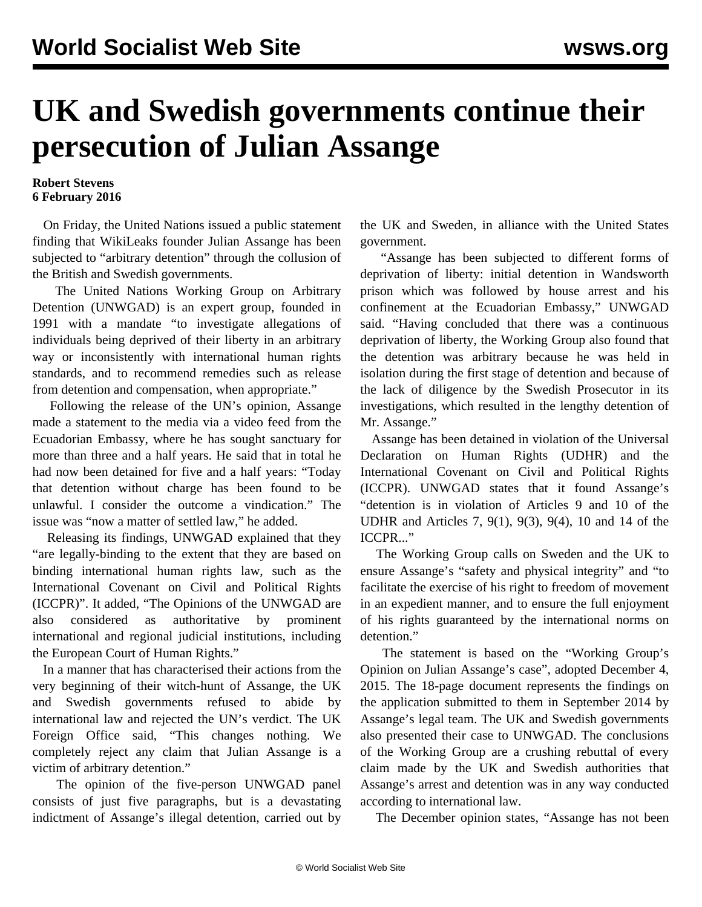# UK and Swedish governments continue their persecution of Julian Assange

**Robert Stevens**
**6 February 2016**

On Friday, the United Nations issued a public statement finding that WikiLeaks founder Julian Assange has been subjected to "arbitrary detention" through the collusion of the British and Swedish governments.

The United Nations Working Group on Arbitrary Detention (UNWGAD) is an expert group, founded in 1991 with a mandate "to investigate allegations of individuals being deprived of their liberty in an arbitrary way or inconsistently with international human rights standards, and to recommend remedies such as release from detention and compensation, when appropriate."

Following the release of the UN's opinion, Assange made a statement to the media via a video feed from the Ecuadorian Embassy, where he has sought sanctuary for more than three and a half years. He said that in total he had now been detained for five and a half years: "Today that detention without charge has been found to be unlawful. I consider the outcome a vindication." The issue was "now a matter of settled law," he added.

Releasing its findings, UNWGAD explained that they "are legally-binding to the extent that they are based on binding international human rights law, such as the International Covenant on Civil and Political Rights (ICCPR)". It added, "The Opinions of the UNWGAD are also considered as authoritative by prominent international and regional judicial institutions, including the European Court of Human Rights."

In a manner that has characterised their actions from the very beginning of their witch-hunt of Assange, the UK and Swedish governments refused to abide by international law and rejected the UN's verdict. The UK Foreign Office said, "This changes nothing. We completely reject any claim that Julian Assange is a victim of arbitrary detention."

The opinion of the five-person UNWGAD panel consists of just five paragraphs, but is a devastating indictment of Assange's illegal detention, carried out by the UK and Sweden, in alliance with the United States government.

"Assange has been subjected to different forms of deprivation of liberty: initial detention in Wandsworth prison which was followed by house arrest and his confinement at the Ecuadorian Embassy," UNWGAD said. "Having concluded that there was a continuous deprivation of liberty, the Working Group also found that the detention was arbitrary because he was held in isolation during the first stage of detention and because of the lack of diligence by the Swedish Prosecutor in its investigations, which resulted in the lengthy detention of Mr. Assange."

Assange has been detained in violation of the Universal Declaration on Human Rights (UDHR) and the International Covenant on Civil and Political Rights (ICCPR). UNWGAD states that it found Assange's "detention is in violation of Articles 9 and 10 of the UDHR and Articles 7, 9(1), 9(3), 9(4), 10 and 14 of the ICCPR..."

The Working Group calls on Sweden and the UK to ensure Assange's "safety and physical integrity" and "to facilitate the exercise of his right to freedom of movement in an expedient manner, and to ensure the full enjoyment of his rights guaranteed by the international norms on detention."

The statement is based on the "Working Group's Opinion on Julian Assange's case", adopted December 4, 2015. The 18-page document represents the findings on the application submitted to them in September 2014 by Assange's legal team. The UK and Swedish governments also presented their case to UNWGAD. The conclusions of the Working Group are a crushing rebuttal of every claim made by the UK and Swedish authorities that Assange's arrest and detention was in any way conducted according to international law.

The December opinion states, "Assange has not been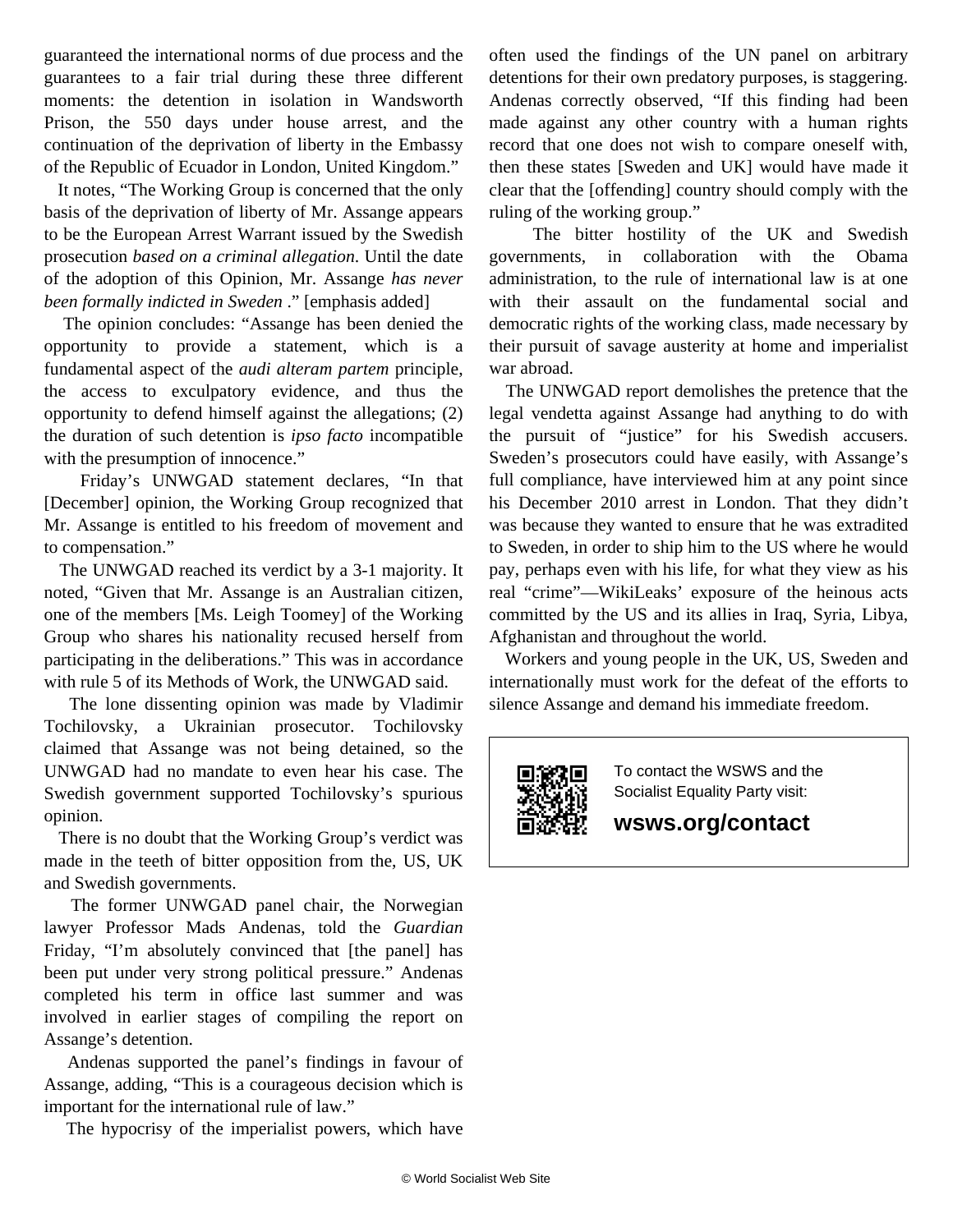guaranteed the international norms of due process and the guarantees to a fair trial during these three different moments: the detention in isolation in Wandsworth Prison, the 550 days under house arrest, and the continuation of the deprivation of liberty in the Embassy of the Republic of Ecuador in London, United Kingdom."

It notes, "The Working Group is concerned that the only basis of the deprivation of liberty of Mr. Assange appears to be the European Arrest Warrant issued by the Swedish prosecution *based on a criminal allegation*. Until the date of the adoption of this Opinion, Mr. Assange *has never been formally indicted in Sweden* ." [emphasis added]

The opinion concludes: "Assange has been denied the opportunity to provide a statement, which is a fundamental aspect of the *audi alteram partem* principle, the access to exculpatory evidence, and thus the opportunity to defend himself against the allegations; (2) the duration of such detention is *ipso facto* incompatible with the presumption of innocence."

Friday's UNWGAD statement declares, "In that [December] opinion, the Working Group recognized that Mr. Assange is entitled to his freedom of movement and to compensation."

The UNWGAD reached its verdict by a 3-1 majority. It noted, "Given that Mr. Assange is an Australian citizen, one of the members [Ms. Leigh Toomey] of the Working Group who shares his nationality recused herself from participating in the deliberations." This was in accordance with rule 5 of its Methods of Work, the UNWGAD said.

The lone dissenting opinion was made by Vladimir Tochilovsky, a Ukrainian prosecutor. Tochilovsky claimed that Assange was not being detained, so the UNWGAD had no mandate to even hear his case. The Swedish government supported Tochilovsky's spurious opinion.

There is no doubt that the Working Group's verdict was made in the teeth of bitter opposition from the, US, UK and Swedish governments.

The former UNWGAD panel chair, the Norwegian lawyer Professor Mads Andenas, told the *Guardian* Friday, "I'm absolutely convinced that [the panel] has been put under very strong political pressure." Andenas completed his term in office last summer and was involved in earlier stages of compiling the report on Assange's detention.

Andenas supported the panel's findings in favour of Assange, adding, "This is a courageous decision which is important for the international rule of law."

The hypocrisy of the imperialist powers, which have often used the findings of the UN panel on arbitrary detentions for their own predatory purposes, is staggering. Andenas correctly observed, "If this finding had been made against any other country with a human rights record that one does not wish to compare oneself with, then these states [Sweden and UK] would have made it clear that the [offending] country should comply with the ruling of the working group."

The bitter hostility of the UK and Swedish governments, in collaboration with the Obama administration, to the rule of international law is at one with their assault on the fundamental social and democratic rights of the working class, made necessary by their pursuit of savage austerity at home and imperialist war abroad.

The UNWGAD report demolishes the pretence that the legal vendetta against Assange had anything to do with the pursuit of "justice" for his Swedish accusers. Sweden's prosecutors could have easily, with Assange's full compliance, have interviewed him at any point since his December 2010 arrest in London. That they didn't was because they wanted to ensure that he was extradited to Sweden, in order to ship him to the US where he would pay, perhaps even with his life, for what they view as his real "crime"—WikiLeaks' exposure of the heinous acts committed by the US and its allies in Iraq, Syria, Libya, Afghanistan and throughout the world.

Workers and young people in the UK, US, Sweden and internationally must work for the defeat of the efforts to silence Assange and demand his immediate freedom.

To contact the WSWS and the Socialist Equality Party visit:

**wsws.org/contact**